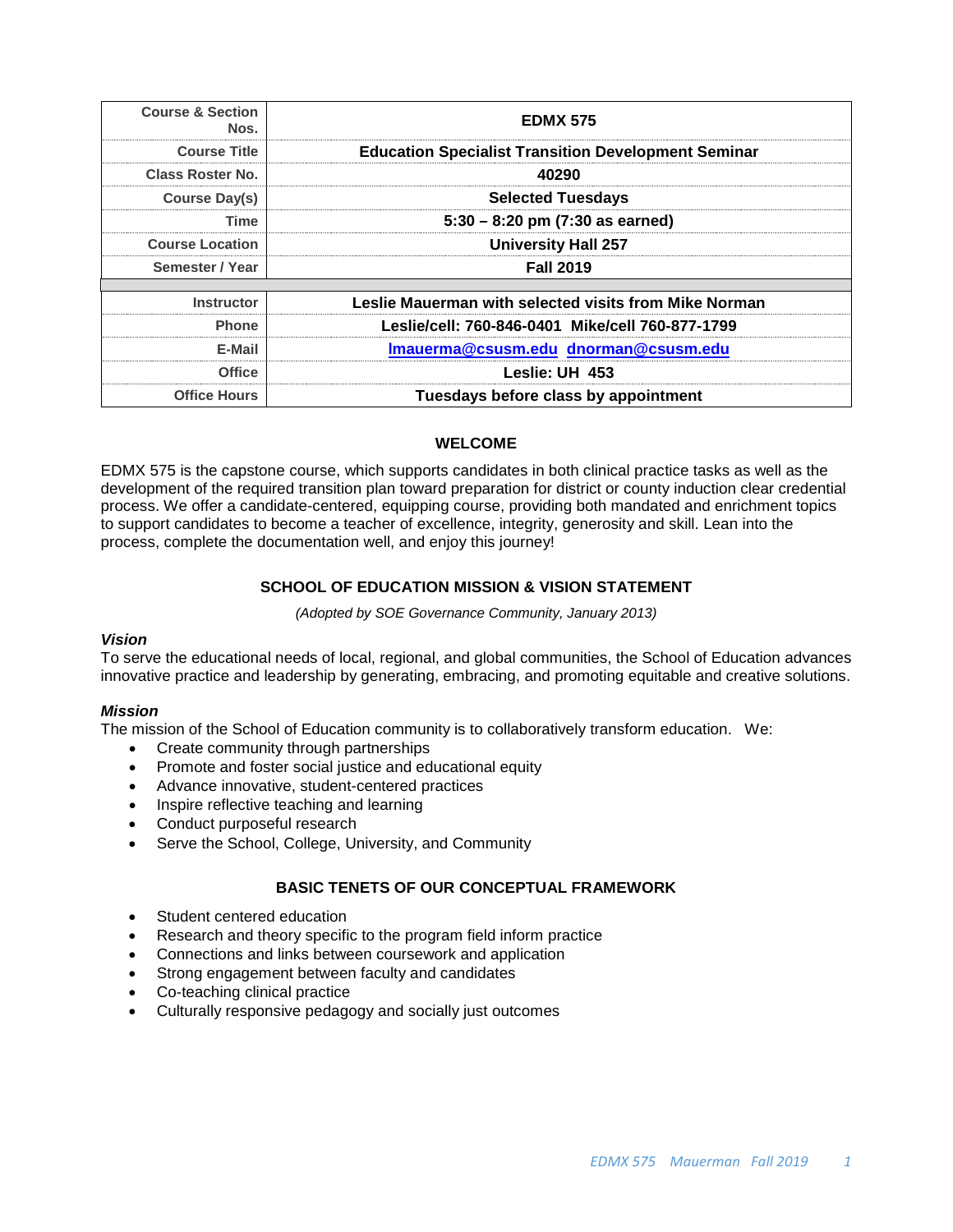| Course & Section Nos. | EDMX 575 |
|---|---|
| Course Title | Education Specialist Transition Development Seminar |
| Class Roster No. | 40290 |
| Course Day(s) | Selected Tuesdays |
| Time | 5:30 – 8:20 pm (7:30 as earned) |
| Course Location | University Hall 257 |
| Semester / Year | Fall 2019 |
| | |
| Instructor | Leslie Mauerman with selected visits from Mike Norman |
| Phone | Leslie/cell: 760-846-0401 Mike/cell 760-877-1799 |
| E-Mail | lmauerma@csusm.edu dnorman@csusm.edu |
| Office | Leslie: UH 453 |
| Office Hours | Tuesdays before class by appointment |

## WELCOME

EDMX 575 is the capstone course, which supports candidates in both clinical practice tasks as well as the development of the required transition plan toward preparation for district or county induction clear credential process. We offer a candidate-centered, equipping course, providing both mandated and enrichment topics to support candidates to become a teacher of excellence, integrity, generosity and skill. Lean into the process, complete the documentation well, and enjoy this journey!

## SCHOOL OF EDUCATION MISSION & VISION STATEMENT

*(Adopted by SOE Governance Community, January 2013)*

### *Vision*

To serve the educational needs of local, regional, and global communities, the School of Education advances innovative practice and leadership by generating, embracing, and promoting equitable and creative solutions.

### *Mission*

The mission of the School of Education community is to collaboratively transform education. We:

- Create community through partnerships
- Promote and foster social justice and educational equity
- Advance innovative, student-centered practices
- Inspire reflective teaching and learning
- Conduct purposeful research
- Serve the School, College, University, and Community

## BASIC TENETS OF OUR CONCEPTUAL FRAMEWORK

- Student centered education
- Research and theory specific to the program field inform practice
- Connections and links between coursework and application
- Strong engagement between faculty and candidates
- Co-teaching clinical practice
- Culturally responsive pedagogy and socially just outcomes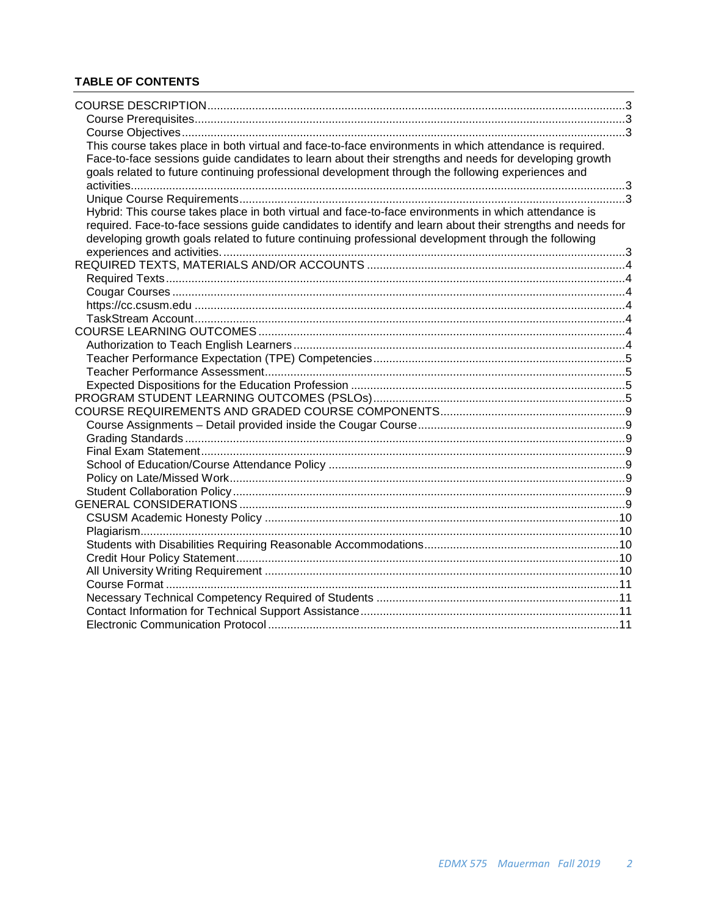## TABLE OF CONTENTS

- COURSE DESCRIPTION ..... 3
  - Course Prerequisites ..... 3
  - Course Objectives ..... 3
  - This course takes place in both virtual and face-to-face environments in which attendance is required. Face-to-face sessions guide candidates to learn about their strengths and needs for developing growth goals related to future continuing professional development through the following experiences and activities ..... 3
  - Unique Course Requirements ..... 3
  - Hybrid: This course takes place in both virtual and face-to-face environments in which attendance is required. Face-to-face sessions guide candidates to identify and learn about their strengths and needs for developing growth goals related to future continuing professional development through the following experiences and activities. ..... 3
- REQUIRED TEXTS, MATERIALS AND/OR ACCOUNTS ..... 4
  - Required Texts ..... 4
  - Cougar Courses ..... 4
  - https://cc.csusm.edu ..... 4
  - TaskStream Account ..... 4
- COURSE LEARNING OUTCOMES ..... 4
  - Authorization to Teach English Learners ..... 4
  - Teacher Performance Expectation (TPE) Competencies ..... 5
  - Teacher Performance Assessment ..... 5
  - Expected Dispositions for the Education Profession ..... 5
- PROGRAM STUDENT LEARNING OUTCOMES (PSLOs) ..... 5
- COURSE REQUIREMENTS AND GRADED COURSE COMPONENTS ..... 9
  - Course Assignments – Detail provided inside the Cougar Course ..... 9
  - Grading Standards ..... 9
  - Final Exam Statement ..... 9
  - School of Education/Course Attendance Policy ..... 9
  - Policy on Late/Missed Work ..... 9
  - Student Collaboration Policy ..... 9
- GENERAL CONSIDERATIONS ..... 9
  - CSUSM Academic Honesty Policy ..... 10
  - Plagiarism ..... 10
  - Students with Disabilities Requiring Reasonable Accommodations ..... 10
  - Credit Hour Policy Statement ..... 10
  - All University Writing Requirement ..... 10
  - Course Format ..... 11
  - Necessary Technical Competency Required of Students ..... 11
  - Contact Information for Technical Support Assistance ..... 11
  - Electronic Communication Protocol ..... 11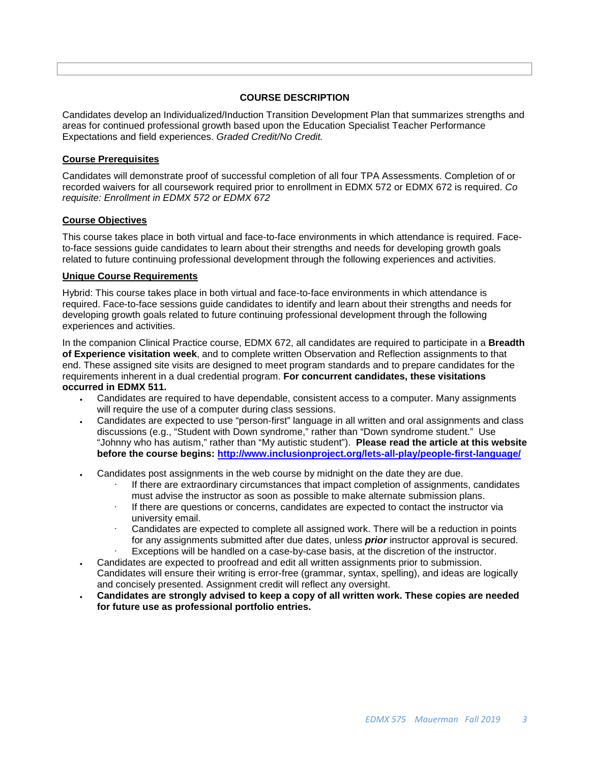## COURSE DESCRIPTION

Candidates develop an Individualized/Induction Transition Development Plan that summarizes strengths and areas for continued professional growth based upon the Education Specialist Teacher Performance Expectations and field experiences. *Graded Credit/No Credit.*

### Course Prerequisites

Candidates will demonstrate proof of successful completion of all four TPA Assessments. Completion of or recorded waivers for all coursework required prior to enrollment in EDMX 572 or EDMX 672 is required. *Co requisite: Enrollment in EDMX 572 or EDMX 672*

### Course Objectives

This course takes place in both virtual and face-to-face environments in which attendance is required. Face-to-face sessions guide candidates to learn about their strengths and needs for developing growth goals related to future continuing professional development through the following experiences and activities.

### Unique Course Requirements

Hybrid: This course takes place in both virtual and face-to-face environments in which attendance is required. Face-to-face sessions guide candidates to identify and learn about their strengths and needs for developing growth goals related to future continuing professional development through the following experiences and activities.

In the companion Clinical Practice course, EDMX 672, all candidates are required to participate in a **Breadth of Experience visitation week**, and to complete written Observation and Reflection assignments to that end. These assigned site visits are designed to meet program standards and to prepare candidates for the requirements inherent in a dual credential program. **For concurrent candidates, these visitations occurred in EDMX 511.**

- Candidates are required to have dependable, consistent access to a computer. Many assignments will require the use of a computer during class sessions.
- Candidates are expected to use "person-first" language in all written and oral assignments and class discussions (e.g., "Student with Down syndrome," rather than "Down syndrome student." Use "Johnny who has autism," rather than "My autistic student"). **Please read the article at this website before the course begins: [http://www.inclusionproject.org/lets-all-play/people-first-language/](http://www.inclusionproject.org/lets-all-play/people-first-language/)**
- Candidates post assignments in the web course by midnight on the date they are due.
  - If there are extraordinary circumstances that impact completion of assignments, candidates must advise the instructor as soon as possible to make alternate submission plans.
  - If there are questions or concerns, candidates are expected to contact the instructor via university email.
  - Candidates are expected to complete all assigned work. There will be a reduction in points for any assignments submitted after due dates, unless ***prior*** instructor approval is secured.
  - Exceptions will be handled on a case-by-case basis, at the discretion of the instructor.
- Candidates are expected to proofread and edit all written assignments prior to submission. Candidates will ensure their writing is error-free (grammar, syntax, spelling), and ideas are logically and concisely presented. Assignment credit will reflect any oversight.
- **Candidates are strongly advised to keep a copy of all written work. These copies are needed for future use as professional portfolio entries.**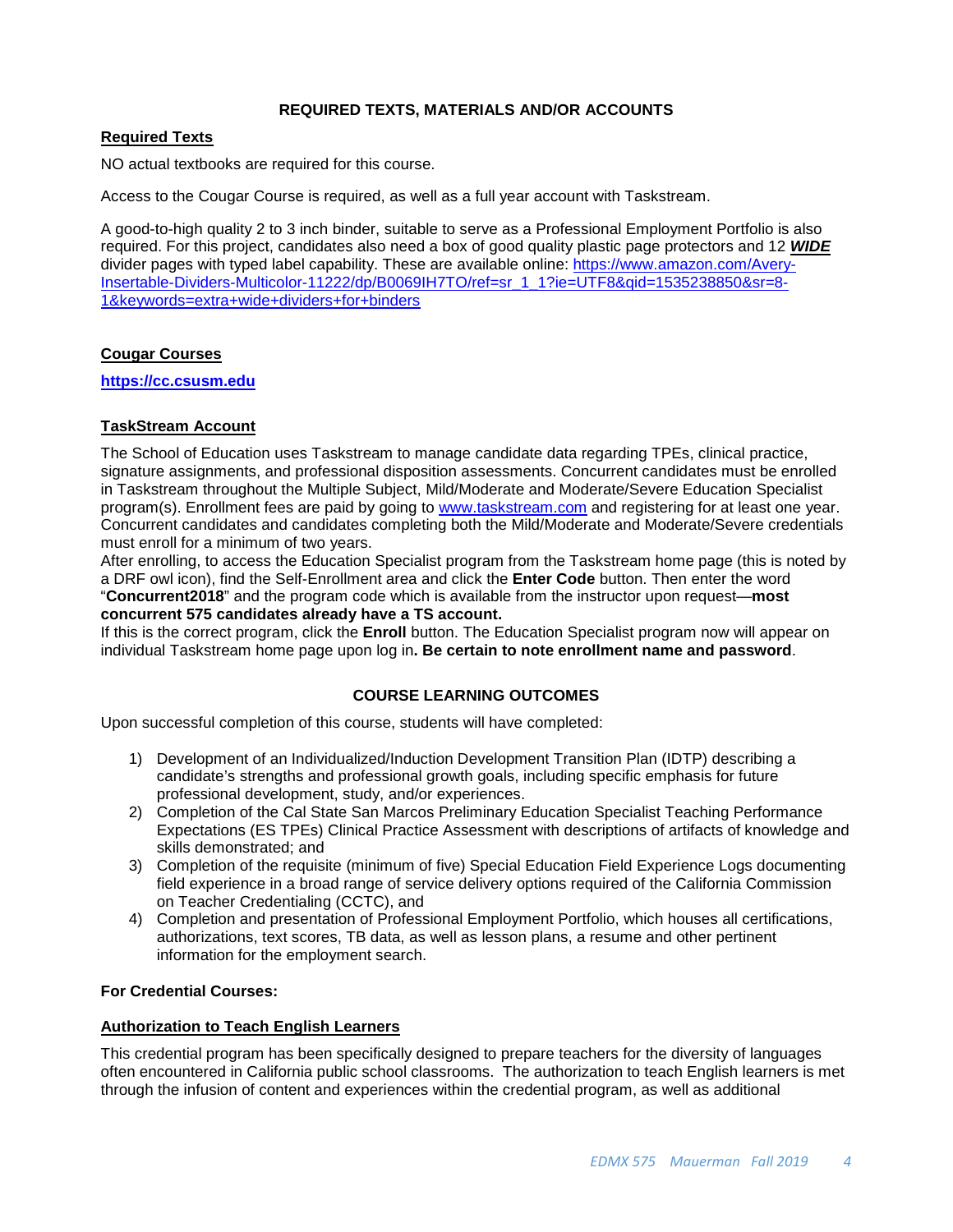## REQUIRED TEXTS, MATERIALS AND/OR ACCOUNTS

### Required Texts

NO actual textbooks are required for this course.

Access to the Cougar Course is required, as well as a full year account with Taskstream.

A good-to-high quality 2 to 3 inch binder, suitable to serve as a Professional Employment Portfolio is also required. For this project, candidates also need a box of good quality plastic page protectors and 12 ***WIDE*** divider pages with typed label capability. These are available online: https://www.amazon.com/Avery-Insertable-Dividers-Multicolor-11222/dp/B0069IH7TO/ref=sr_1_1?ie=UTF8&qid=1535238850&sr=8-1&keywords=extra+wide+dividers+for+binders

### Cougar Courses

**https://cc.csusm.edu**

### TaskStream Account

The School of Education uses Taskstream to manage candidate data regarding TPEs, clinical practice, signature assignments, and professional disposition assessments. Concurrent candidates must be enrolled in Taskstream throughout the Multiple Subject, Mild/Moderate and Moderate/Severe Education Specialist program(s). Enrollment fees are paid by going to www.taskstream.com and registering for at least one year. Concurrent candidates and candidates completing both the Mild/Moderate and Moderate/Severe credentials must enroll for a minimum of two years.

After enrolling, to access the Education Specialist program from the Taskstream home page (this is noted by a DRF owl icon), find the Self-Enrollment area and click the **Enter Code** button. Then enter the word "**Concurrent2018**" and the program code which is available from the instructor upon request—**most concurrent 575 candidates already have a TS account.**

If this is the correct program, click the **Enroll** button. The Education Specialist program now will appear on individual Taskstream home page upon log in**. Be certain to note enrollment name and password**.

## COURSE LEARNING OUTCOMES

Upon successful completion of this course, students will have completed:

1) Development of an Individualized/Induction Development Transition Plan (IDTP) describing a candidate's strengths and professional growth goals, including specific emphasis for future professional development, study, and/or experiences.
2) Completion of the Cal State San Marcos Preliminary Education Specialist Teaching Performance Expectations (ES TPEs) Clinical Practice Assessment with descriptions of artifacts of knowledge and skills demonstrated; and
3) Completion of the requisite (minimum of five) Special Education Field Experience Logs documenting field experience in a broad range of service delivery options required of the California Commission on Teacher Credentialing (CCTC), and
4) Completion and presentation of Professional Employment Portfolio, which houses all certifications, authorizations, text scores, TB data, as well as lesson plans, a resume and other pertinent information for the employment search.

**For Credential Courses:**

### Authorization to Teach English Learners

This credential program has been specifically designed to prepare teachers for the diversity of languages often encountered in California public school classrooms. The authorization to teach English learners is met through the infusion of content and experiences within the credential program, as well as additional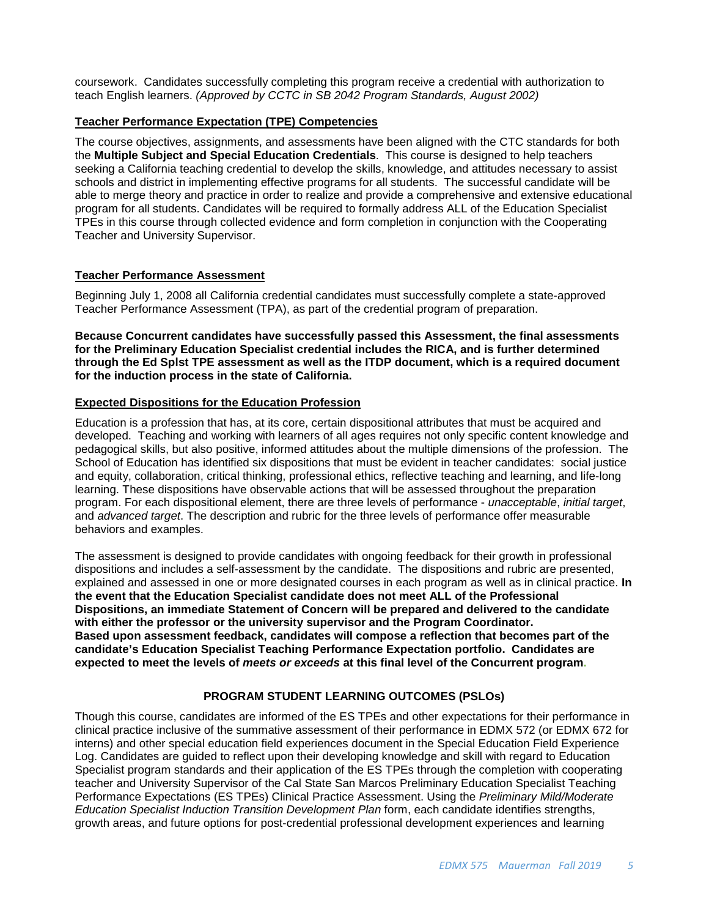coursework. Candidates successfully completing this program receive a credential with authorization to teach English learners. *(Approved by CCTC in SB 2042 Program Standards, August 2002)*

## Teacher Performance Expectation (TPE) Competencies

The course objectives, assignments, and assessments have been aligned with the CTC standards for both the **Multiple Subject and Special Education Credentials**. This course is designed to help teachers seeking a California teaching credential to develop the skills, knowledge, and attitudes necessary to assist schools and district in implementing effective programs for all students. The successful candidate will be able to merge theory and practice in order to realize and provide a comprehensive and extensive educational program for all students. Candidates will be required to formally address ALL of the Education Specialist TPEs in this course through collected evidence and form completion in conjunction with the Cooperating Teacher and University Supervisor.

## Teacher Performance Assessment

Beginning July 1, 2008 all California credential candidates must successfully complete a state-approved Teacher Performance Assessment (TPA), as part of the credential program of preparation.

**Because Concurrent candidates have successfully passed this Assessment, the final assessments for the Preliminary Education Specialist credential includes the RICA, and is further determined through the Ed Splst TPE assessment as well as the ITDP document, which is a required document for the induction process in the state of California.**

## Expected Dispositions for the Education Profession

Education is a profession that has, at its core, certain dispositional attributes that must be acquired and developed. Teaching and working with learners of all ages requires not only specific content knowledge and pedagogical skills, but also positive, informed attitudes about the multiple dimensions of the profession. The School of Education has identified six dispositions that must be evident in teacher candidates: social justice and equity, collaboration, critical thinking, professional ethics, reflective teaching and learning, and life-long learning. These dispositions have observable actions that will be assessed throughout the preparation program. For each dispositional element, there are three levels of performance - *unacceptable*, *initial target*, and *advanced target*. The description and rubric for the three levels of performance offer measurable behaviors and examples.

The assessment is designed to provide candidates with ongoing feedback for their growth in professional dispositions and includes a self-assessment by the candidate. The dispositions and rubric are presented, explained and assessed in one or more designated courses in each program as well as in clinical practice. **In the event that the Education Specialist candidate does not meet ALL of the Professional Dispositions, an immediate Statement of Concern will be prepared and delivered to the candidate with either the professor or the university supervisor and the Program Coordinator. Based upon assessment feedback, candidates will compose a reflection that becomes part of the candidate's Education Specialist Teaching Performance Expectation portfolio. Candidates are expected to meet the levels of *meets or exceeds* at this final level of the Concurrent program.**

## PROGRAM STUDENT LEARNING OUTCOMES (PSLOs)

Though this course, candidates are informed of the ES TPEs and other expectations for their performance in clinical practice inclusive of the summative assessment of their performance in EDMX 572 (or EDMX 672 for interns) and other special education field experiences document in the Special Education Field Experience Log. Candidates are guided to reflect upon their developing knowledge and skill with regard to Education Specialist program standards and their application of the ES TPEs through the completion with cooperating teacher and University Supervisor of the Cal State San Marcos Preliminary Education Specialist Teaching Performance Expectations (ES TPEs) Clinical Practice Assessment. Using the *Preliminary Mild/Moderate Education Specialist Induction Transition Development Plan* form, each candidate identifies strengths, growth areas, and future options for post-credential professional development experiences and learning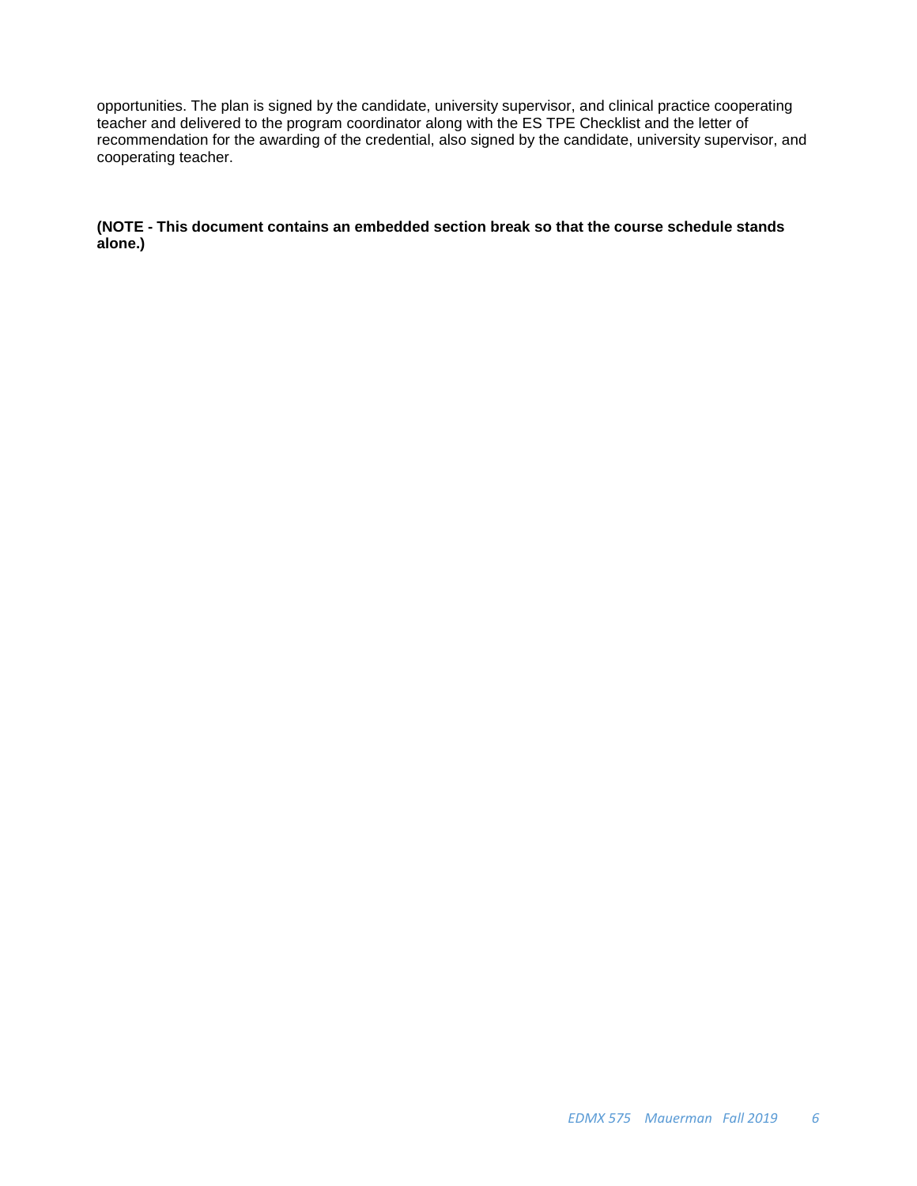opportunities. The plan is signed by the candidate, university supervisor, and clinical practice cooperating teacher and delivered to the program coordinator along with the ES TPE Checklist and the letter of recommendation for the awarding of the credential, also signed by the candidate, university supervisor, and cooperating teacher.

**(NOTE - This document contains an embedded section break so that the course schedule stands alone.)**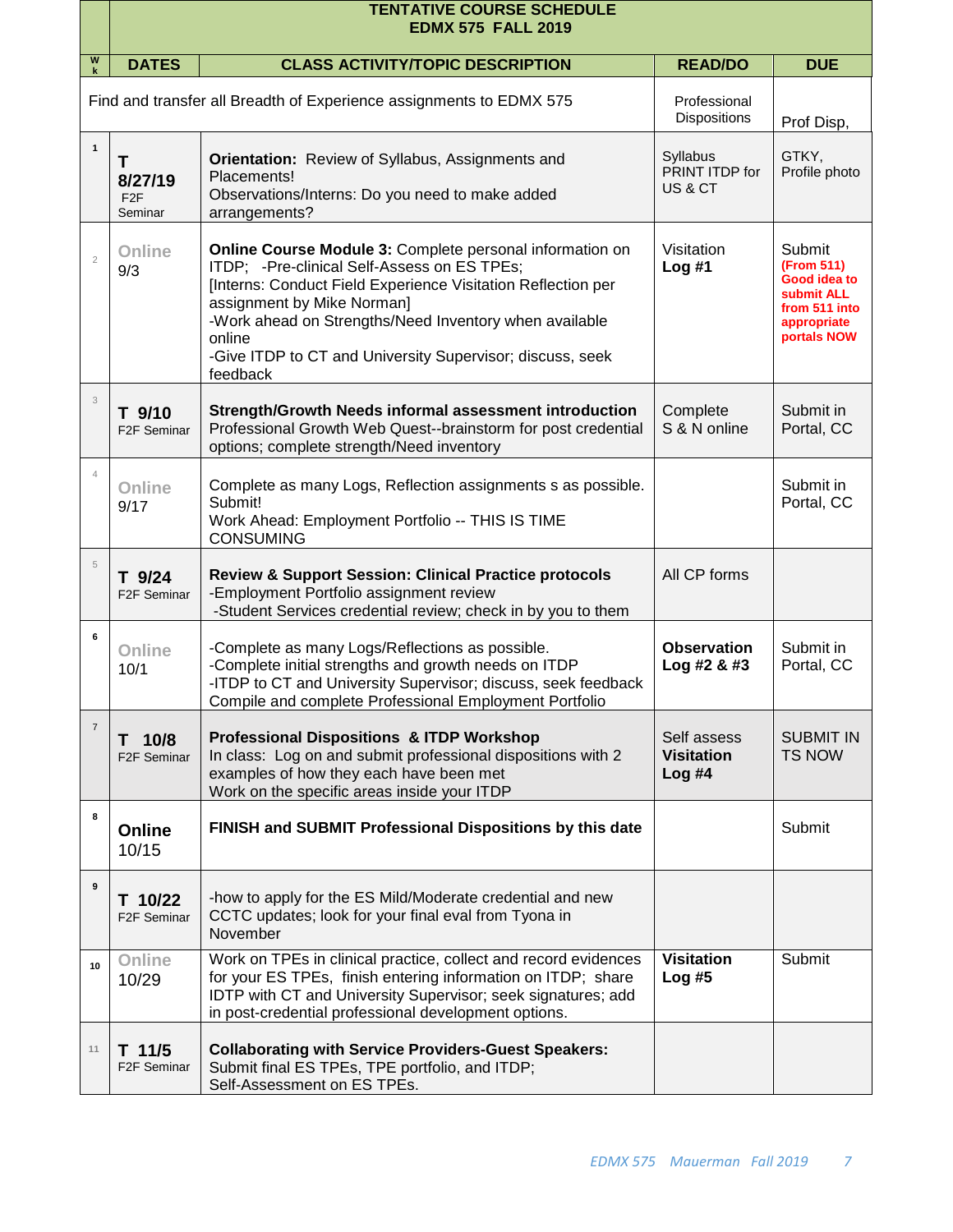| Wk | DATES | CLASS ACTIVITY/TOPIC DESCRIPTION | READ/DO | DUE |
|---|---|---|---|---|
| **TENTATIVE COURSE SCHEDULE EDMX 575 FALL 2019** | | | | |
| | Find and transfer all Breadth of Experience assignments to EDMX 575 | | Professional Dispositions | Prof Disp, |
| 1 | **T 8/27/19** F2F Seminar | **Orientation:** Review of Syllabus, Assignments and Placements!<br>Observations/Interns: Do you need to make added arrangements? | Syllabus<br>PRINT ITDP for US & CT | GTKY, Profile photo |
| 2 | **Online** 9/3 | **Online Course Module 3:** Complete personal information on ITDP; -Pre-clinical Self-Assess on ES TPEs;<br>[Interns: Conduct Field Experience Visitation Reflection per assignment by Mike Norman]<br>-Work ahead on Strengths/Need Inventory when available online<br>-Give ITDP to CT and University Supervisor; discuss, seek feedback | Visitation **Log #1** | Submit **(From 511) Good idea to submit ALL from 511 into appropriate portals NOW** |
| 3 | **T 9/10** F2F Seminar | **Strength/Growth Needs informal assessment introduction**<br>Professional Growth Web Quest--brainstorm for post credential options; complete strength/Need inventory | Complete S & N online | Submit in Portal, CC |
| 4 | **Online** 9/17 | Complete as many Logs, Reflection assignments s as possible. Submit!<br>Work Ahead: Employment Portfolio -- THIS IS TIME CONSUMING | | Submit in Portal, CC |
| 5 | **T 9/24** F2F Seminar | **Review & Support Session: Clinical Practice protocols**<br>-Employment Portfolio assignment review<br>-Student Services credential review; check in by you to them | All CP forms | |
| 6 | **Online** 10/1 | -Complete as many Logs/Reflections as possible.<br>-Complete initial strengths and growth needs on ITDP<br>-ITDP to CT and University Supervisor; discuss, seek feedback<br>Compile and complete Professional Employment Portfolio | **Observation Log #2 & #3** | Submit in Portal, CC |
| 7 | **T 10/8** F2F Seminar | **Professional Dispositions & ITDP Workshop**<br>In class: Log on and submit professional dispositions with 2 examples of how they each have been met<br>Work on the specific areas inside your ITDP | Self assess **Visitation Log #4** | SUBMIT IN TS NOW |
| 8 | **Online** 10/15 | **FINISH and SUBMIT Professional Dispositions by this date** | | Submit |
| 9 | **T 10/22** F2F Seminar | -how to apply for the ES Mild/Moderate credential and new CCTC updates; look for your final eval from Tyona in November | | |
| 10 | **Online** 10/29 | Work on TPEs in clinical practice, collect and record evidences for your ES TPEs, finish entering information on ITDP; share IDTP with CT and University Supervisor; seek signatures; add in post-credential professional development options. | **Visitation Log #5** | Submit |
| 11 | **T 11/5** F2F Seminar | **Collaborating with Service Providers-Guest Speakers:**<br>Submit final ES TPEs, TPE portfolio, and ITDP;<br>Self-Assessment on ES TPEs. | | |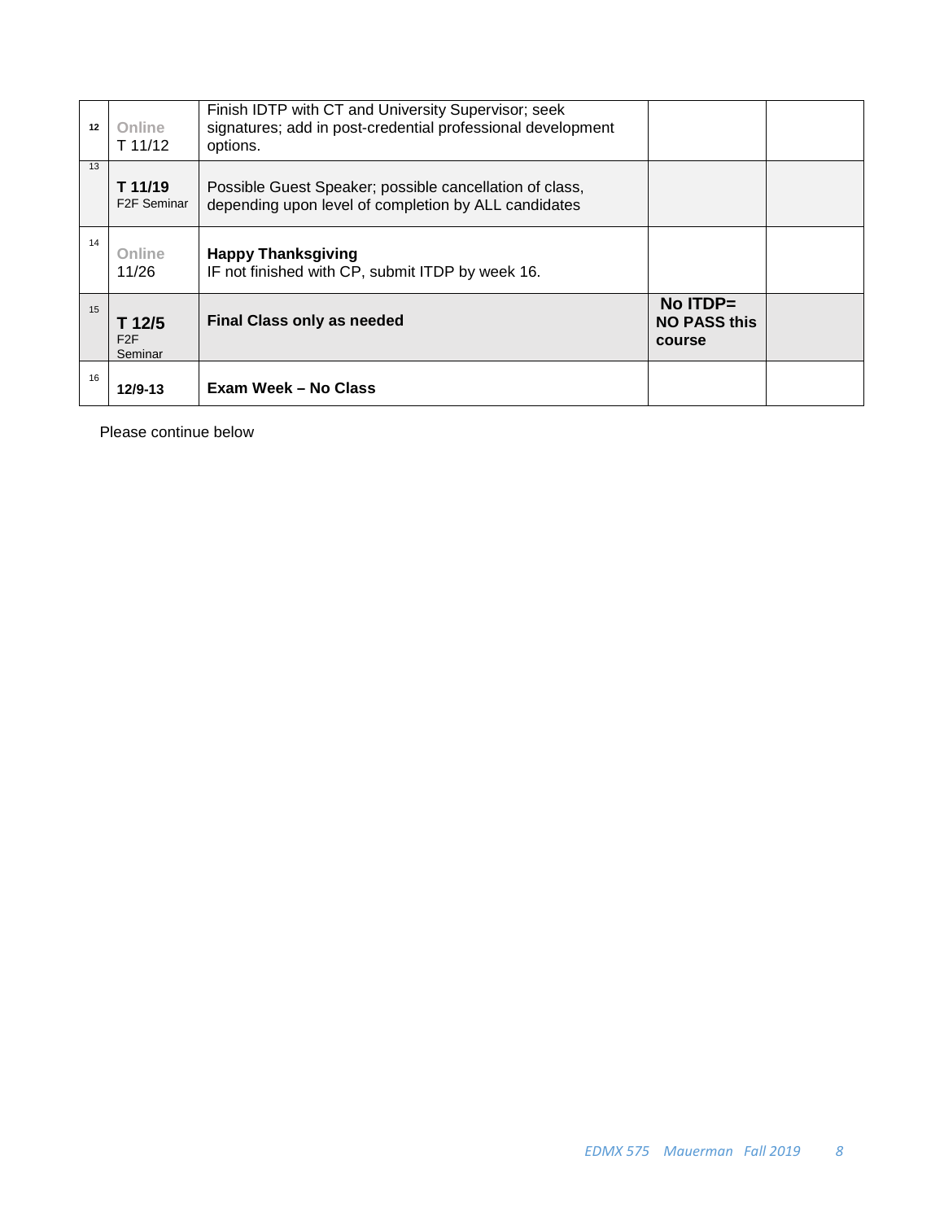| | | | | |
|---|---|---|---|---|
| 12 | Online<br>T 11/12 | Finish IDTP with CT and University Supervisor; seek signatures; add in post-credential professional development options. | | |
| 13 | **T 11/19**<br>F2F Seminar | Possible Guest Speaker; possible cancellation of class, depending upon level of completion by ALL candidates | | |
| 14 | Online<br>11/26 | **Happy Thanksgiving**<br>IF not finished with CP, submit ITDP by week 16. | | |
| 15 | **T 12/5**<br>F2F<br>Seminar | **Final Class only as needed** | **No ITDP= NO PASS this course** | |
| 16 | **12/9-13** | **Exam Week – No Class** | | |

Please continue below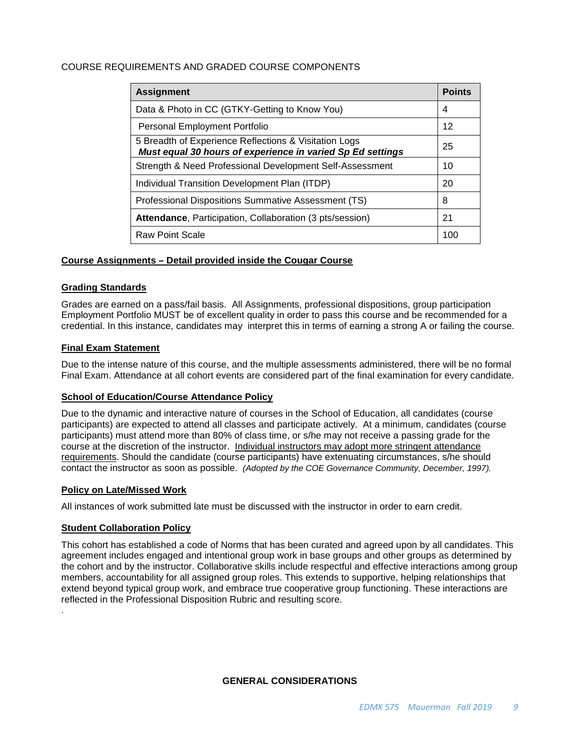COURSE REQUIREMENTS AND GRADED COURSE COMPONENTS

| Assignment | Points |
|---|---|
| Data & Photo in CC (GTKY-Getting to Know You) | 4 |
| Personal Employment Portfolio | 12 |
| 5 Breadth of Experience Reflections & Visitation Logs ***Must equal 30 hours of experience in varied Sp Ed settings*** | 25 |
| Strength & Need Professional Development Self-Assessment | 10 |
| Individual Transition Development Plan (ITDP) | 20 |
| Professional Dispositions Summative Assessment (TS) | 8 |
| **Attendance**, Participation, Collaboration (3 pts/session) | 21 |
| Raw Point Scale | 100 |

### Course Assignments – Detail provided inside the Cougar Course

### Grading Standards

Grades are earned on a pass/fail basis. All Assignments, professional dispositions, group participation Employment Portfolio MUST be of excellent quality in order to pass this course and be recommended for a credential. In this instance, candidates may interpret this in terms of earning a strong A or failing the course.

### Final Exam Statement

Due to the intense nature of this course, and the multiple assessments administered, there will be no formal Final Exam. Attendance at all cohort events are considered part of the final examination for every candidate.

### School of Education/Course Attendance Policy

Due to the dynamic and interactive nature of courses in the School of Education, all candidates (course participants) are expected to attend all classes and participate actively. At a minimum, candidates (course participants) must attend more than 80% of class time, or s/he may not receive a passing grade for the course at the discretion of the instructor. Individual instructors may adopt more stringent attendance requirements. Should the candidate (course participants) have extenuating circumstances, s/he should contact the instructor as soon as possible. *(Adopted by the COE Governance Community, December, 1997).*

### Policy on Late/Missed Work

All instances of work submitted late must be discussed with the instructor in order to earn credit.

### Student Collaboration Policy

This cohort has established a code of Norms that has been curated and agreed upon by all candidates. This agreement includes engaged and intentional group work in base groups and other groups as determined by the cohort and by the instructor. Collaborative skills include respectful and effective interactions among group members, accountability for all assigned group roles. This extends to supportive, helping relationships that extend beyond typical group work, and embrace true cooperative group functioning. These interactions are reflected in the Professional Disposition Rubric and resulting score.

## GENERAL CONSIDERATIONS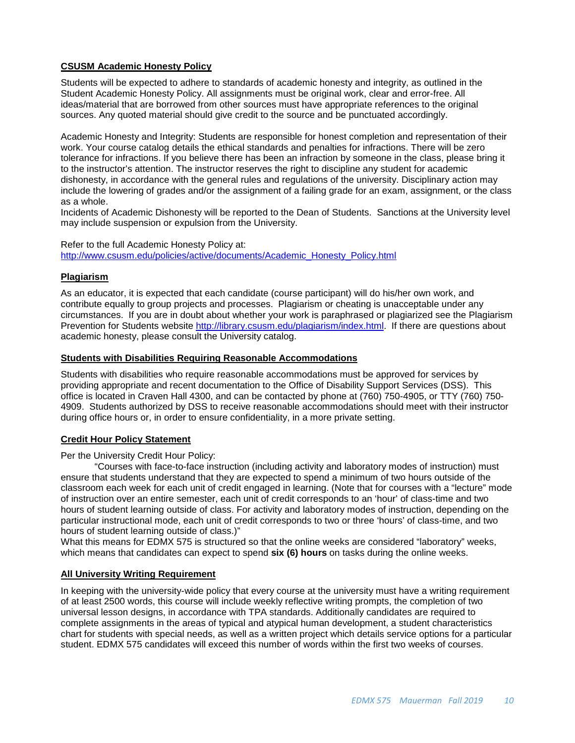## CSUSM Academic Honesty Policy

Students will be expected to adhere to standards of academic honesty and integrity, as outlined in the Student Academic Honesty Policy. All assignments must be original work, clear and error-free. All ideas/material that are borrowed from other sources must have appropriate references to the original sources. Any quoted material should give credit to the source and be punctuated accordingly.

Academic Honesty and Integrity: Students are responsible for honest completion and representation of their work. Your course catalog details the ethical standards and penalties for infractions. There will be zero tolerance for infractions. If you believe there has been an infraction by someone in the class, please bring it to the instructor's attention. The instructor reserves the right to discipline any student for academic dishonesty, in accordance with the general rules and regulations of the university. Disciplinary action may include the lowering of grades and/or the assignment of a failing grade for an exam, assignment, or the class as a whole.
Incidents of Academic Dishonesty will be reported to the Dean of Students. Sanctions at the University level may include suspension or expulsion from the University.

Refer to the full Academic Honesty Policy at:
http://www.csusm.edu/policies/active/documents/Academic_Honesty_Policy.html

## Plagiarism

As an educator, it is expected that each candidate (course participant) will do his/her own work, and contribute equally to group projects and processes. Plagiarism or cheating is unacceptable under any circumstances. If you are in doubt about whether your work is paraphrased or plagiarized see the Plagiarism Prevention for Students website http://library.csusm.edu/plagiarism/index.html. If there are questions about academic honesty, please consult the University catalog.

## Students with Disabilities Requiring Reasonable Accommodations

Students with disabilities who require reasonable accommodations must be approved for services by providing appropriate and recent documentation to the Office of Disability Support Services (DSS). This office is located in Craven Hall 4300, and can be contacted by phone at (760) 750-4905, or TTY (760) 750-4909. Students authorized by DSS to receive reasonable accommodations should meet with their instructor during office hours or, in order to ensure confidentiality, in a more private setting.

## Credit Hour Policy Statement

Per the University Credit Hour Policy:

"Courses with face-to-face instruction (including activity and laboratory modes of instruction) must ensure that students understand that they are expected to spend a minimum of two hours outside of the classroom each week for each unit of credit engaged in learning. (Note that for courses with a "lecture" mode of instruction over an entire semester, each unit of credit corresponds to an 'hour' of class-time and two hours of student learning outside of class. For activity and laboratory modes of instruction, depending on the particular instructional mode, each unit of credit corresponds to two or three 'hours' of class-time, and two hours of student learning outside of class.)"

What this means for EDMX 575 is structured so that the online weeks are considered "laboratory" weeks, which means that candidates can expect to spend **six (6) hours** on tasks during the online weeks.

## All University Writing Requirement

In keeping with the university-wide policy that every course at the university must have a writing requirement of at least 2500 words, this course will include weekly reflective writing prompts, the completion of two universal lesson designs, in accordance with TPA standards. Additionally candidates are required to complete assignments in the areas of typical and atypical human development, a student characteristics chart for students with special needs, as well as a written project which details service options for a particular student. EDMX 575 candidates will exceed this number of words within the first two weeks of courses.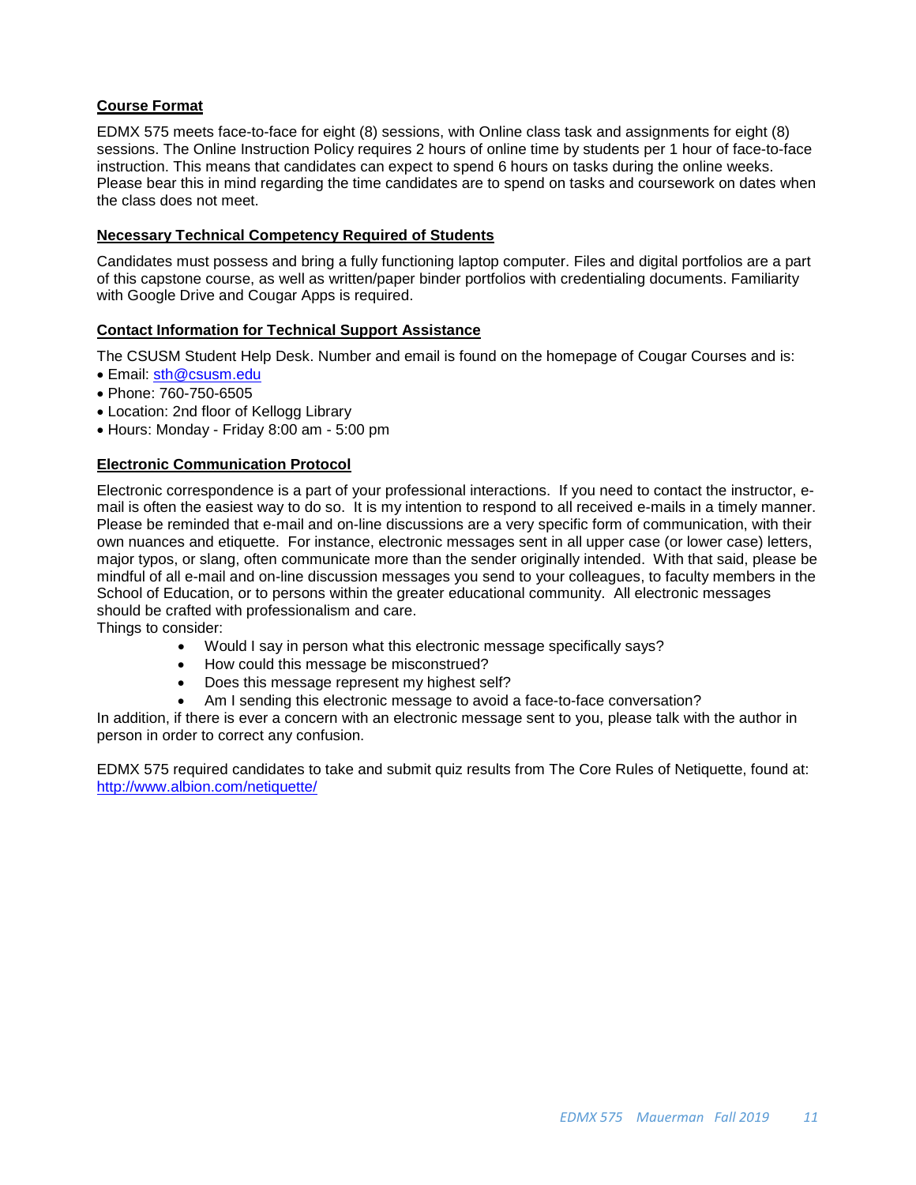**Course Format**

EDMX 575 meets face-to-face for eight (8) sessions, with Online class task and assignments for eight (8) sessions. The Online Instruction Policy requires 2 hours of online time by students per 1 hour of face-to-face instruction. This means that candidates can expect to spend 6 hours on tasks during the online weeks. Please bear this in mind regarding the time candidates are to spend on tasks and coursework on dates when the class does not meet.

**Necessary Technical Competency Required of Students**

Candidates must possess and bring a fully functioning laptop computer. Files and digital portfolios are a part of this capstone course, as well as written/paper binder portfolios with credentialing documents. Familiarity with Google Drive and Cougar Apps is required.

**Contact Information for Technical Support Assistance**

The CSUSM Student Help Desk. Number and email is found on the homepage of Cougar Courses and is:

- Email: sth@csusm.edu
- Phone: 760-750-6505
- Location: 2nd floor of Kellogg Library
- Hours: Monday - Friday 8:00 am - 5:00 pm

**Electronic Communication Protocol**

Electronic correspondence is a part of your professional interactions. If you need to contact the instructor, e-mail is often the easiest way to do so. It is my intention to respond to all received e-mails in a timely manner. Please be reminded that e-mail and on-line discussions are a very specific form of communication, with their own nuances and etiquette. For instance, electronic messages sent in all upper case (or lower case) letters, major typos, or slang, often communicate more than the sender originally intended. With that said, please be mindful of all e-mail and on-line discussion messages you send to your colleagues, to faculty members in the School of Education, or to persons within the greater educational community. All electronic messages should be crafted with professionalism and care.

Things to consider:

- Would I say in person what this electronic message specifically says?
- How could this message be misconstrued?
- Does this message represent my highest self?
- Am I sending this electronic message to avoid a face-to-face conversation?

In addition, if there is ever a concern with an electronic message sent to you, please talk with the author in person in order to correct any confusion.

EDMX 575 required candidates to take and submit quiz results from The Core Rules of Netiquette, found at: http://www.albion.com/netiquette/